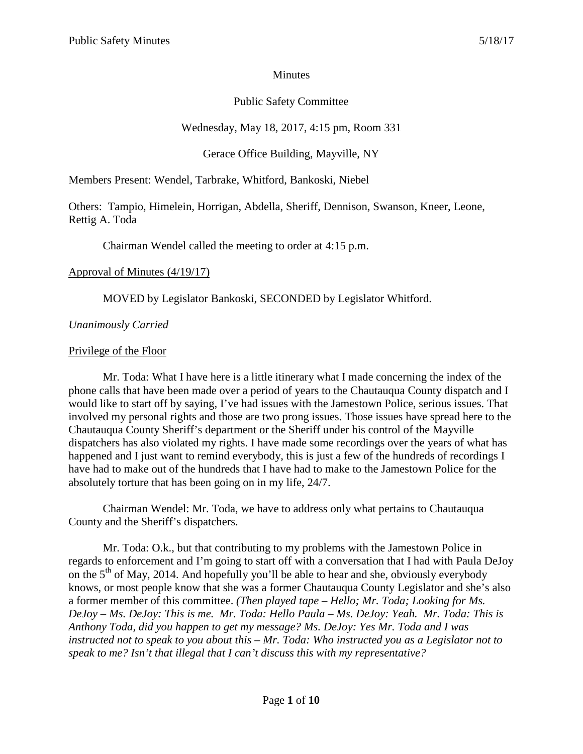Minutes

Public Safety Committee

Wednesday, May 18, 2017, 4:15 pm, Room 331

Gerace Office Building, Mayville, NY

Members Present: Wendel, Tarbrake, Whitford, Bankoski, Niebel

Others: Tampio, Himelein, Horrigan, Abdella, Sheriff, Dennison, Swanson, Kneer, Leone, Rettig A. Toda

Chairman Wendel called the meeting to order at 4:15 p.m.

Approval of Minutes (4/19/17)

MOVED by Legislator Bankoski, SECONDED by Legislator Whitford.

*Unanimously Carried*

Privilege of the Floor

Mr. Toda: What I have here is a little itinerary what I made concerning the index of the phone calls that have been made over a period of years to the Chautauqua County dispatch and I would like to start off by saying, I've had issues with the Jamestown Police, serious issues. That involved my personal rights and those are two prong issues. Those issues have spread here to the Chautauqua County Sheriff's department or the Sheriff under his control of the Mayville dispatchers has also violated my rights. I have made some recordings over the years of what has happened and I just want to remind everybody, this is just a few of the hundreds of recordings I have had to make out of the hundreds that I have had to make to the Jamestown Police for the absolutely torture that has been going on in my life, 24/7.

Chairman Wendel: Mr. Toda, we have to address only what pertains to Chautauqua County and the Sheriff's dispatchers.

Mr. Toda: O.k., but that contributing to my problems with the Jamestown Police in regards to enforcement and I'm going to start off with a conversation that I had with Paula DeJoy on the 5th of May, 2014. And hopefully you'll be able to hear and she, obviously everybody knows, or most people know that she was a former Chautauqua County Legislator and she's also a former member of this committee. *(Then played tape – Hello; Mr. Toda; Looking for Ms. DeJoy – Ms. DeJoy: This is me. Mr. Toda: Hello Paula – Ms. DeJoy: Yeah. Mr. Toda: This is Anthony Toda, did you happen to get my message? Ms. DeJoy: Yes Mr. Toda and I was instructed not to speak to you about this – Mr. Toda: Who instructed you as a Legislator not to speak to me? Isn't that illegal that I can't discuss this with my representative?*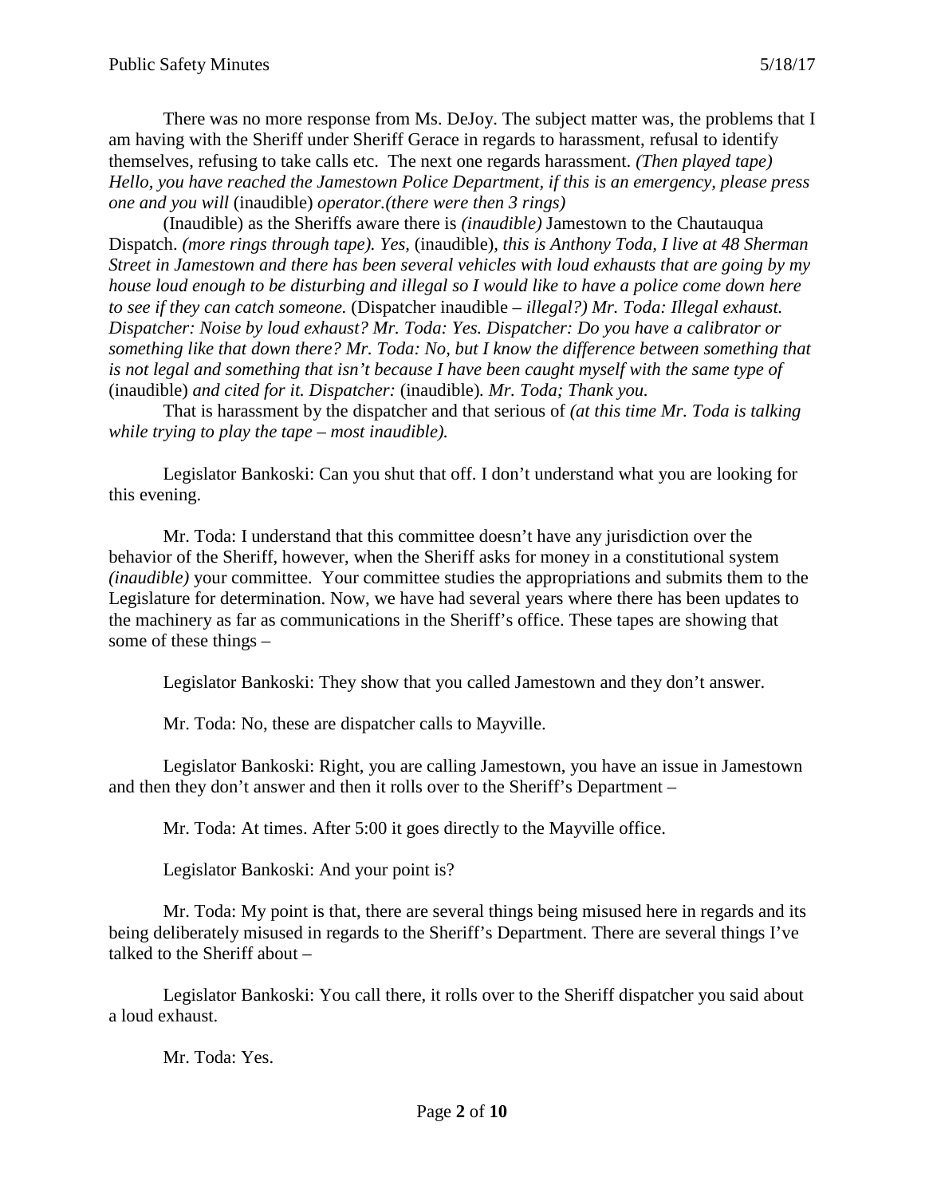There was no more response from Ms. DeJoy. The subject matter was, the problems that I am having with the Sheriff under Sheriff Gerace in regards to harassment, refusal to identify themselves, refusing to take calls etc. The next one regards harassment. *(Then played tape) Hello, you have reached the Jamestown Police Department, if this is an emergency, please press one and you will* (inaudible) *operator.(there were then 3 rings)*

(Inaudible) as the Sheriffs aware there is *(inaudible)* Jamestown to the Chautauqua Dispatch. *(more rings through tape). Yes,* (inaudible)*, this is Anthony Toda, I live at 48 Sherman Street in Jamestown and there has been several vehicles with loud exhausts that are going by my house loud enough to be disturbing and illegal so I would like to have a police come down here to see if they can catch someone.* (Dispatcher inaudible – *illegal?) Mr. Toda: Illegal exhaust. Dispatcher: Noise by loud exhaust? Mr. Toda: Yes. Dispatcher: Do you have a calibrator or something like that down there? Mr. Toda: No, but I know the difference between something that is not legal and something that isn't because I have been caught myself with the same type of* (inaudible) *and cited for it. Dispatcher:* (inaudible)*. Mr. Toda; Thank you.*

That is harassment by the dispatcher and that serious of *(at this time Mr. Toda is talking while trying to play the tape – most inaudible).*

Legislator Bankoski: Can you shut that off. I don't understand what you are looking for this evening.

Mr. Toda: I understand that this committee doesn't have any jurisdiction over the behavior of the Sheriff, however, when the Sheriff asks for money in a constitutional system *(inaudible)* your committee. Your committee studies the appropriations and submits them to the Legislature for determination. Now, we have had several years where there has been updates to the machinery as far as communications in the Sheriff's office. These tapes are showing that some of these things –

Legislator Bankoski: They show that you called Jamestown and they don't answer.

Mr. Toda: No, these are dispatcher calls to Mayville.

Legislator Bankoski: Right, you are calling Jamestown, you have an issue in Jamestown and then they don't answer and then it rolls over to the Sheriff's Department –

Mr. Toda: At times. After 5:00 it goes directly to the Mayville office.

Legislator Bankoski: And your point is?

Mr. Toda: My point is that, there are several things being misused here in regards and its being deliberately misused in regards to the Sheriff's Department. There are several things I've talked to the Sheriff about –

Legislator Bankoski: You call there, it rolls over to the Sheriff dispatcher you said about a loud exhaust.

Mr. Toda: Yes.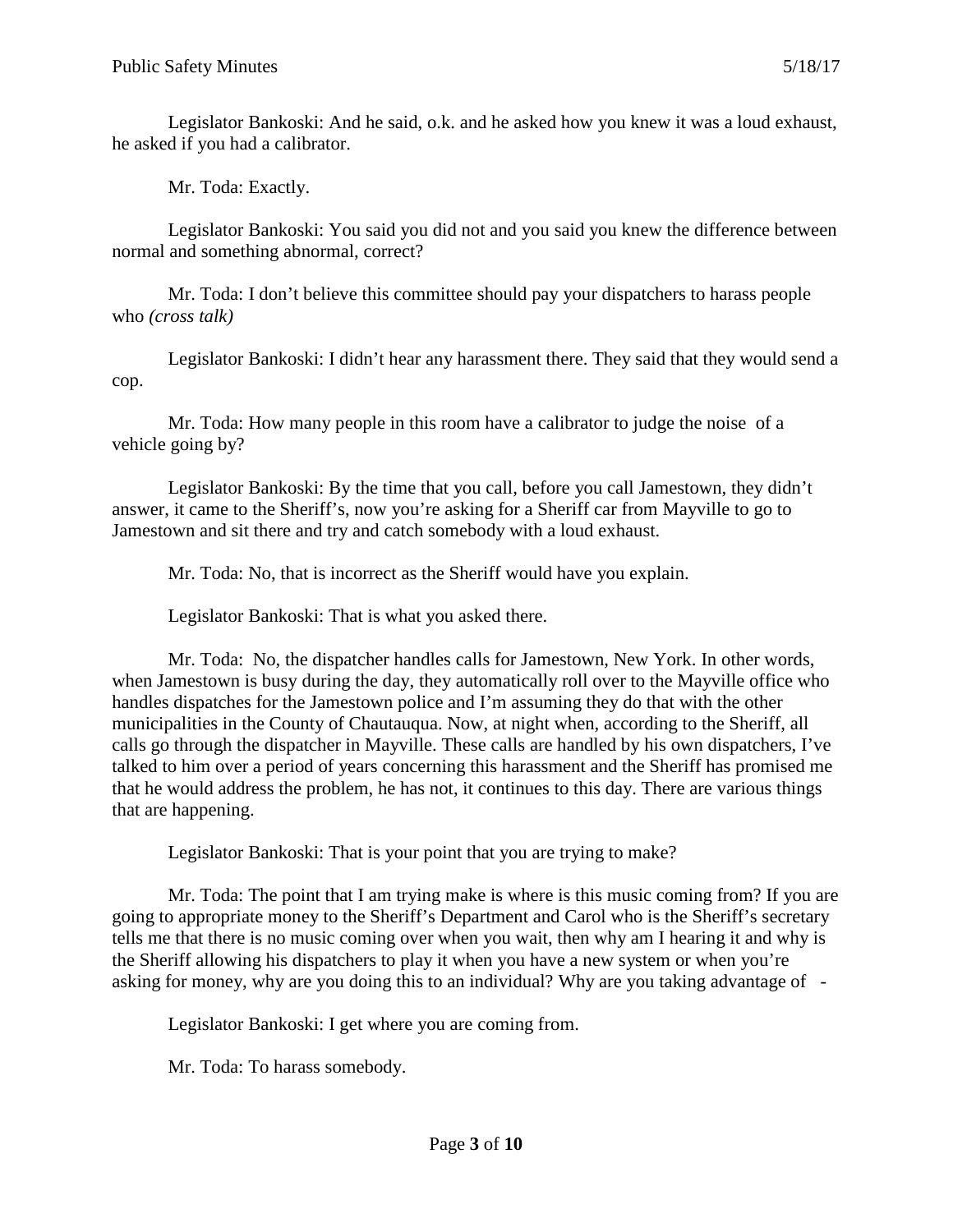Legislator Bankoski: And he said, o.k. and he asked how you knew it was a loud exhaust, he asked if you had a calibrator.

Mr. Toda: Exactly.

Legislator Bankoski: You said you did not and you said you knew the difference between normal and something abnormal, correct?

Mr. Toda: I don't believe this committee should pay your dispatchers to harass people who *(cross talk)*

Legislator Bankoski: I didn't hear any harassment there. They said that they would send a cop.

Mr. Toda: How many people in this room have a calibrator to judge the noise of a vehicle going by?

Legislator Bankoski: By the time that you call, before you call Jamestown, they didn't answer, it came to the Sheriff's, now you're asking for a Sheriff car from Mayville to go to Jamestown and sit there and try and catch somebody with a loud exhaust.

Mr. Toda: No, that is incorrect as the Sheriff would have you explain.

Legislator Bankoski: That is what you asked there.

Mr. Toda: No, the dispatcher handles calls for Jamestown, New York. In other words, when Jamestown is busy during the day, they automatically roll over to the Mayville office who handles dispatches for the Jamestown police and I'm assuming they do that with the other municipalities in the County of Chautauqua. Now, at night when, according to the Sheriff, all calls go through the dispatcher in Mayville. These calls are handled by his own dispatchers, I've talked to him over a period of years concerning this harassment and the Sheriff has promised me that he would address the problem, he has not, it continues to this day. There are various things that are happening.

Legislator Bankoski: That is your point that you are trying to make?

Mr. Toda: The point that I am trying make is where is this music coming from? If you are going to appropriate money to the Sheriff's Department and Carol who is the Sheriff's secretary tells me that there is no music coming over when you wait, then why am I hearing it and why is the Sheriff allowing his dispatchers to play it when you have a new system or when you're asking for money, why are you doing this to an individual? Why are you taking advantage of -

Legislator Bankoski: I get where you are coming from.

Mr. Toda: To harass somebody.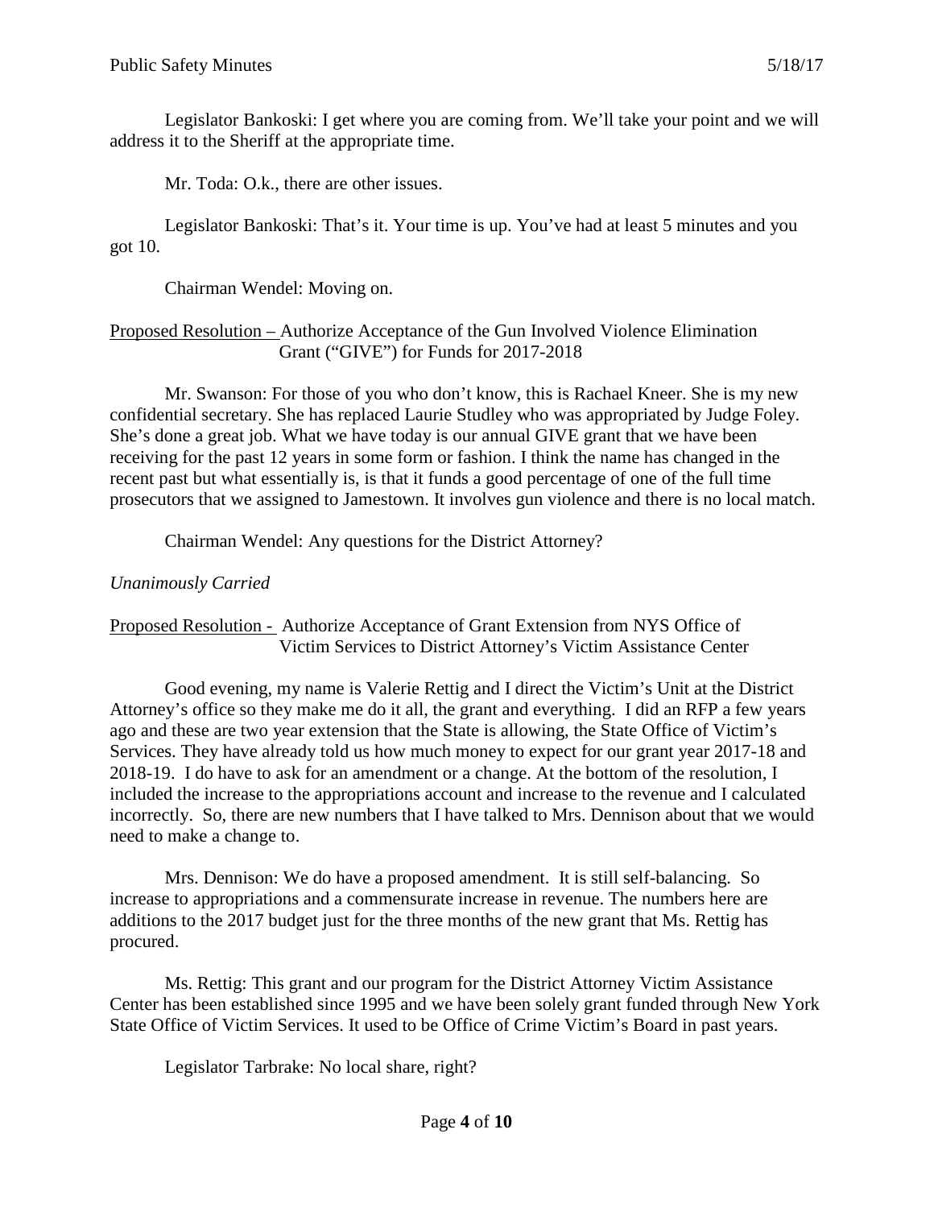Legislator Bankoski: I get where you are coming from. We'll take your point and we will address it to the Sheriff at the appropriate time.

Mr. Toda: O.k., there are other issues.

Legislator Bankoski: That's it. Your time is up. You've had at least 5 minutes and you got 10.

Chairman Wendel: Moving on.

Proposed Resolution – Authorize Acceptance of the Gun Involved Violence Elimination Grant ("GIVE") for Funds for 2017-2018

Mr. Swanson: For those of you who don't know, this is Rachael Kneer. She is my new confidential secretary. She has replaced Laurie Studley who was appropriated by Judge Foley. She's done a great job. What we have today is our annual GIVE grant that we have been receiving for the past 12 years in some form or fashion. I think the name has changed in the recent past but what essentially is, is that it funds a good percentage of one of the full time prosecutors that we assigned to Jamestown. It involves gun violence and there is no local match.

Chairman Wendel: Any questions for the District Attorney?

*Unanimously Carried*

Proposed Resolution - Authorize Acceptance of Grant Extension from NYS Office of Victim Services to District Attorney's Victim Assistance Center

Good evening, my name is Valerie Rettig and I direct the Victim's Unit at the District Attorney's office so they make me do it all, the grant and everything. I did an RFP a few years ago and these are two year extension that the State is allowing, the State Office of Victim's Services. They have already told us how much money to expect for our grant year 2017-18 and 2018-19. I do have to ask for an amendment or a change. At the bottom of the resolution, I included the increase to the appropriations account and increase to the revenue and I calculated incorrectly. So, there are new numbers that I have talked to Mrs. Dennison about that we would need to make a change to.

Mrs. Dennison: We do have a proposed amendment. It is still self-balancing. So increase to appropriations and a commensurate increase in revenue. The numbers here are additions to the 2017 budget just for the three months of the new grant that Ms. Rettig has procured.

Ms. Rettig: This grant and our program for the District Attorney Victim Assistance Center has been established since 1995 and we have been solely grant funded through New York State Office of Victim Services. It used to be Office of Crime Victim's Board in past years.

Legislator Tarbrake: No local share, right?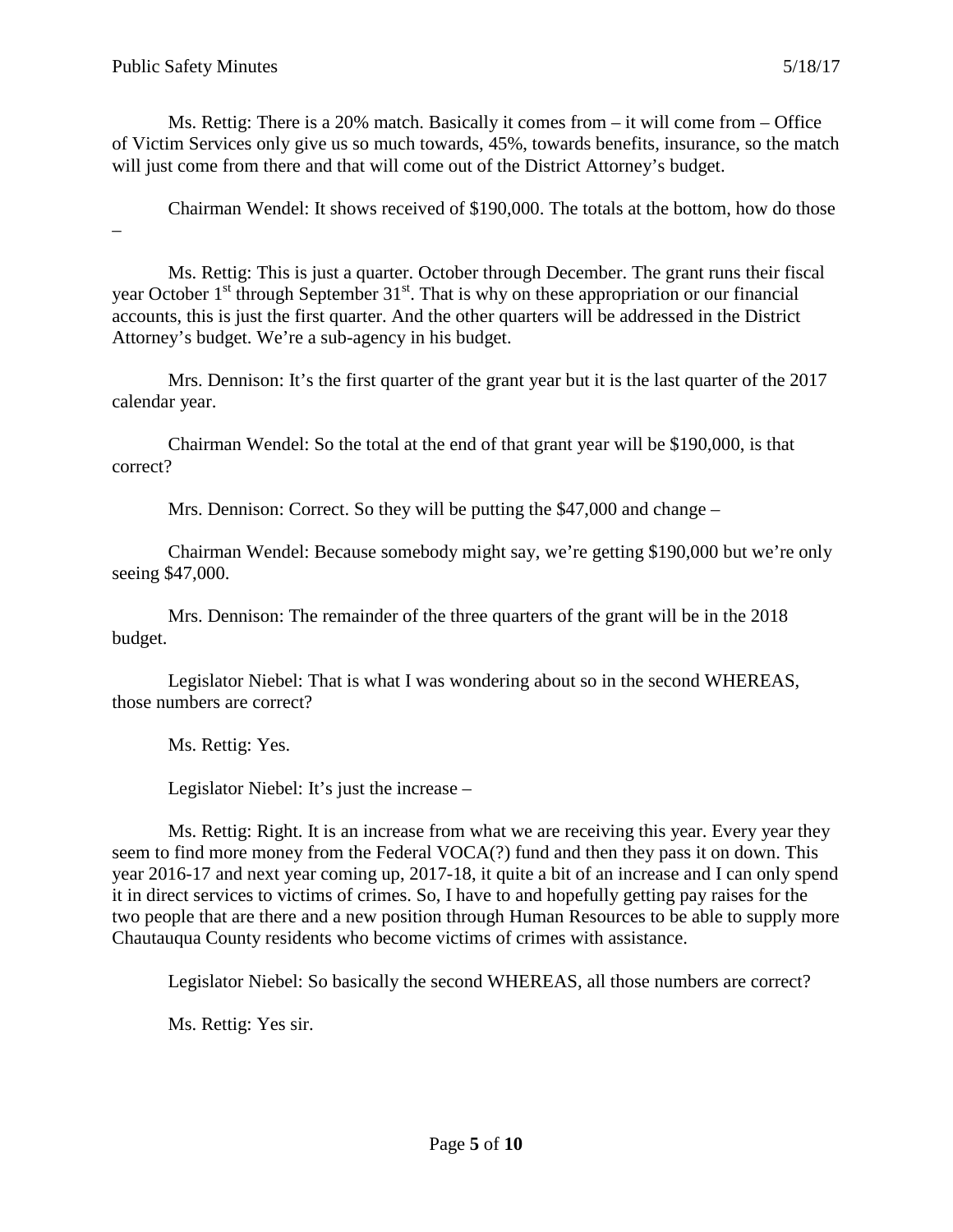Ms. Rettig: There is a 20% match. Basically it comes from – it will come from – Office of Victim Services only give us so much towards, 45%, towards benefits, insurance, so the match will just come from there and that will come out of the District Attorney's budget.

Chairman Wendel: It shows received of $190,000. The totals at the bottom, how do those –

Ms. Rettig: This is just a quarter. October through December. The grant runs their fiscal year October 1st through September 31st. That is why on these appropriation or our financial accounts, this is just the first quarter. And the other quarters will be addressed in the District Attorney's budget. We're a sub-agency in his budget.

Mrs. Dennison: It's the first quarter of the grant year but it is the last quarter of the 2017 calendar year.

Chairman Wendel: So the total at the end of that grant year will be $190,000, is that correct?

Mrs. Dennison: Correct. So they will be putting the $47,000 and change –

Chairman Wendel: Because somebody might say, we're getting $190,000 but we're only seeing $47,000.

Mrs. Dennison: The remainder of the three quarters of the grant will be in the 2018 budget.

Legislator Niebel: That is what I was wondering about so in the second WHEREAS, those numbers are correct?

Ms. Rettig: Yes.

Legislator Niebel: It's just the increase –

Ms. Rettig: Right. It is an increase from what we are receiving this year. Every year they seem to find more money from the Federal VOCA(?) fund and then they pass it on down. This year 2016-17 and next year coming up, 2017-18, it quite a bit of an increase and I can only spend it in direct services to victims of crimes. So, I have to and hopefully getting pay raises for the two people that are there and a new position through Human Resources to be able to supply more Chautauqua County residents who become victims of crimes with assistance.

Legislator Niebel: So basically the second WHEREAS, all those numbers are correct?

Ms. Rettig: Yes sir.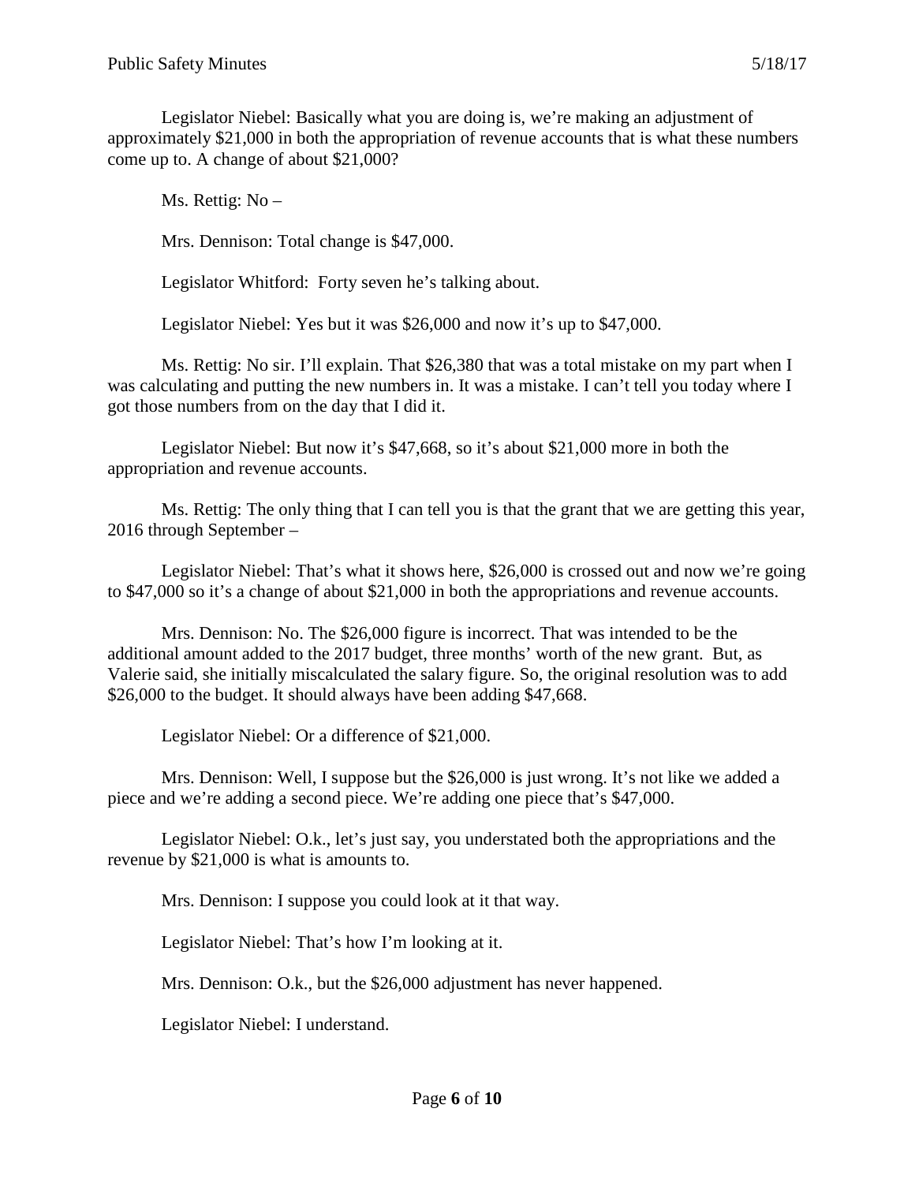Legislator Niebel: Basically what you are doing is, we're making an adjustment of approximately $21,000 in both the appropriation of revenue accounts that is what these numbers come up to. A change of about $21,000?

Ms. Rettig: No –

Mrs. Dennison: Total change is $47,000.

Legislator Whitford: Forty seven he's talking about.

Legislator Niebel: Yes but it was $26,000 and now it's up to $47,000.

Ms. Rettig: No sir. I'll explain. That $26,380 that was a total mistake on my part when I was calculating and putting the new numbers in. It was a mistake. I can't tell you today where I got those numbers from on the day that I did it.

Legislator Niebel: But now it's $47,668, so it's about $21,000 more in both the appropriation and revenue accounts.

Ms. Rettig: The only thing that I can tell you is that the grant that we are getting this year, 2016 through September –

Legislator Niebel: That's what it shows here, $26,000 is crossed out and now we're going to $47,000 so it's a change of about $21,000 in both the appropriations and revenue accounts.

Mrs. Dennison: No. The $26,000 figure is incorrect. That was intended to be the additional amount added to the 2017 budget, three months' worth of the new grant. But, as Valerie said, she initially miscalculated the salary figure. So, the original resolution was to add $26,000 to the budget. It should always have been adding $47,668.

Legislator Niebel: Or a difference of $21,000.

Mrs. Dennison: Well, I suppose but the $26,000 is just wrong. It's not like we added a piece and we're adding a second piece. We're adding one piece that's $47,000.

Legislator Niebel: O.k., let's just say, you understated both the appropriations and the revenue by $21,000 is what is amounts to.

Mrs. Dennison: I suppose you could look at it that way.

Legislator Niebel: That's how I'm looking at it.

Mrs. Dennison: O.k., but the $26,000 adjustment has never happened.

Legislator Niebel: I understand.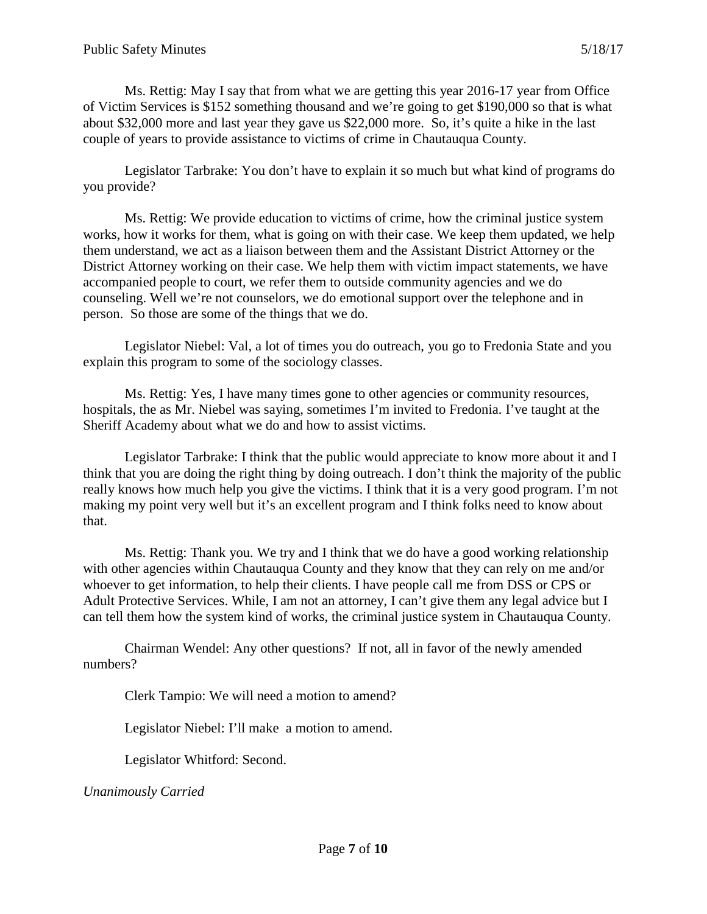Ms. Rettig: May I say that from what we are getting this year 2016-17 year from Office of Victim Services is $152 something thousand and we're going to get $190,000 so that is what about $32,000 more and last year they gave us $22,000 more. So, it's quite a hike in the last couple of years to provide assistance to victims of crime in Chautauqua County.

Legislator Tarbrake: You don't have to explain it so much but what kind of programs do you provide?

Ms. Rettig: We provide education to victims of crime, how the criminal justice system works, how it works for them, what is going on with their case. We keep them updated, we help them understand, we act as a liaison between them and the Assistant District Attorney or the District Attorney working on their case. We help them with victim impact statements, we have accompanied people to court, we refer them to outside community agencies and we do counseling. Well we're not counselors, we do emotional support over the telephone and in person. So those are some of the things that we do.

Legislator Niebel: Val, a lot of times you do outreach, you go to Fredonia State and you explain this program to some of the sociology classes.

Ms. Rettig: Yes, I have many times gone to other agencies or community resources, hospitals, the as Mr. Niebel was saying, sometimes I'm invited to Fredonia. I've taught at the Sheriff Academy about what we do and how to assist victims.

Legislator Tarbrake: I think that the public would appreciate to know more about it and I think that you are doing the right thing by doing outreach. I don't think the majority of the public really knows how much help you give the victims. I think that it is a very good program. I'm not making my point very well but it's an excellent program and I think folks need to know about that.

Ms. Rettig: Thank you. We try and I think that we do have a good working relationship with other agencies within Chautauqua County and they know that they can rely on me and/or whoever to get information, to help their clients. I have people call me from DSS or CPS or Adult Protective Services. While, I am not an attorney, I can't give them any legal advice but I can tell them how the system kind of works, the criminal justice system in Chautauqua County.

Chairman Wendel: Any other questions? If not, all in favor of the newly amended numbers?

Clerk Tampio: We will need a motion to amend?

Legislator Niebel: I'll make a motion to amend.

Legislator Whitford: Second.

*Unanimously Carried*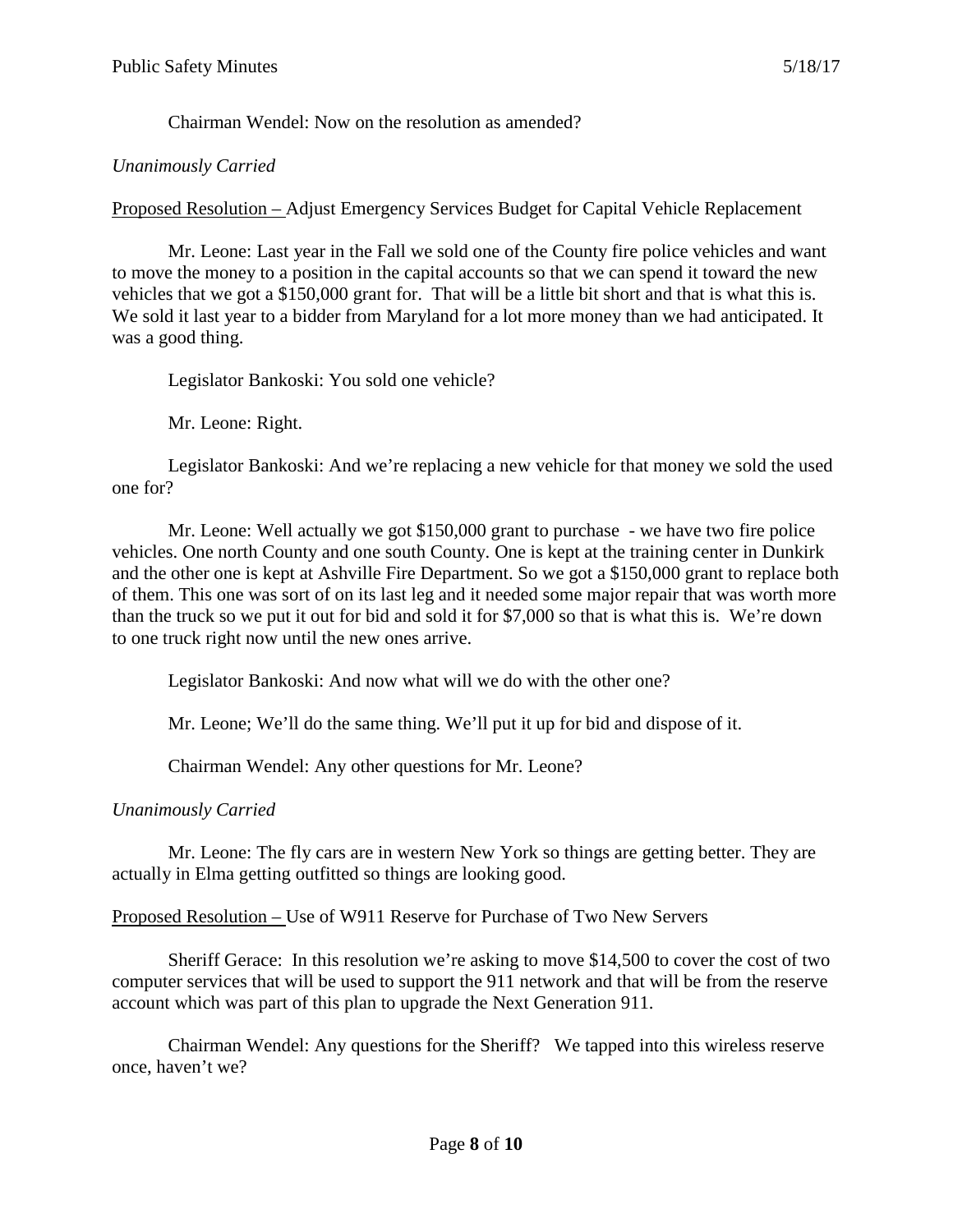Chairman Wendel: Now on the resolution as amended?

*Unanimously Carried*

<u>Proposed Resolution –</u> Adjust Emergency Services Budget for Capital Vehicle Replacement

Mr. Leone: Last year in the Fall we sold one of the County fire police vehicles and want to move the money to a position in the capital accounts so that we can spend it toward the new vehicles that we got a $150,000 grant for. That will be a little bit short and that is what this is. We sold it last year to a bidder from Maryland for a lot more money than we had anticipated. It was a good thing.

Legislator Bankoski: You sold one vehicle?

Mr. Leone: Right.

Legislator Bankoski: And we're replacing a new vehicle for that money we sold the used one for?

Mr. Leone: Well actually we got $150,000 grant to purchase - we have two fire police vehicles. One north County and one south County. One is kept at the training center in Dunkirk and the other one is kept at Ashville Fire Department. So we got a $150,000 grant to replace both of them. This one was sort of on its last leg and it needed some major repair that was worth more than the truck so we put it out for bid and sold it for $7,000 so that is what this is. We're down to one truck right now until the new ones arrive.

Legislator Bankoski: And now what will we do with the other one?

Mr. Leone; We'll do the same thing. We'll put it up for bid and dispose of it.

Chairman Wendel: Any other questions for Mr. Leone?

*Unanimously Carried*

Mr. Leone: The fly cars are in western New York so things are getting better. They are actually in Elma getting outfitted so things are looking good.

<u>Proposed Resolution –</u> Use of W911 Reserve for Purchase of Two New Servers

Sheriff Gerace: In this resolution we're asking to move $14,500 to cover the cost of two computer services that will be used to support the 911 network and that will be from the reserve account which was part of this plan to upgrade the Next Generation 911.

Chairman Wendel: Any questions for the Sheriff? We tapped into this wireless reserve once, haven't we?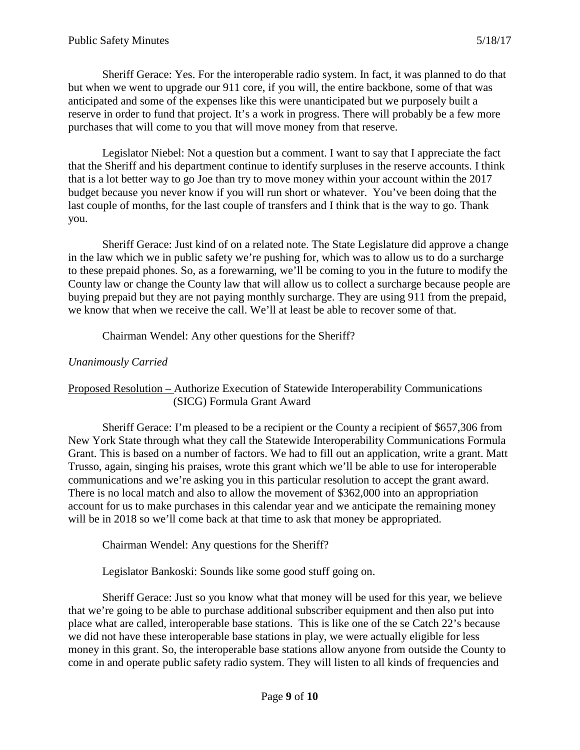Sheriff Gerace: Yes. For the interoperable radio system. In fact, it was planned to do that but when we went to upgrade our 911 core, if you will, the entire backbone, some of that was anticipated and some of the expenses like this were unanticipated but we purposely built a reserve in order to fund that project. It's a work in progress. There will probably be a few more purchases that will come to you that will move money from that reserve.

Legislator Niebel: Not a question but a comment. I want to say that I appreciate the fact that the Sheriff and his department continue to identify surpluses in the reserve accounts. I think that is a lot better way to go Joe than try to move money within your account within the 2017 budget because you never know if you will run short or whatever. You've been doing that the last couple of months, for the last couple of transfers and I think that is the way to go. Thank you.

Sheriff Gerace: Just kind of on a related note. The State Legislature did approve a change in the law which we in public safety we're pushing for, which was to allow us to do a surcharge to these prepaid phones. So, as a forewarning, we'll be coming to you in the future to modify the County law or change the County law that will allow us to collect a surcharge because people are buying prepaid but they are not paying monthly surcharge. They are using 911 from the prepaid, we know that when we receive the call. We'll at least be able to recover some of that.

Chairman Wendel: Any other questions for the Sheriff?

*Unanimously Carried*

<u>Proposed Resolution –</u> Authorize Execution of Statewide Interoperability Communications (SICG) Formula Grant Award

Sheriff Gerace: I'm pleased to be a recipient or the County a recipient of $657,306 from New York State through what they call the Statewide Interoperability Communications Formula Grant. This is based on a number of factors. We had to fill out an application, write a grant. Matt Trusso, again, singing his praises, wrote this grant which we'll be able to use for interoperable communications and we're asking you in this particular resolution to accept the grant award. There is no local match and also to allow the movement of $362,000 into an appropriation account for us to make purchases in this calendar year and we anticipate the remaining money will be in 2018 so we'll come back at that time to ask that money be appropriated.

Chairman Wendel: Any questions for the Sheriff?

Legislator Bankoski: Sounds like some good stuff going on.

Sheriff Gerace: Just so you know what that money will be used for this year, we believe that we're going to be able to purchase additional subscriber equipment and then also put into place what are called, interoperable base stations. This is like one of the se Catch 22's because we did not have these interoperable base stations in play, we were actually eligible for less money in this grant. So, the interoperable base stations allow anyone from outside the County to come in and operate public safety radio system. They will listen to all kinds of frequencies and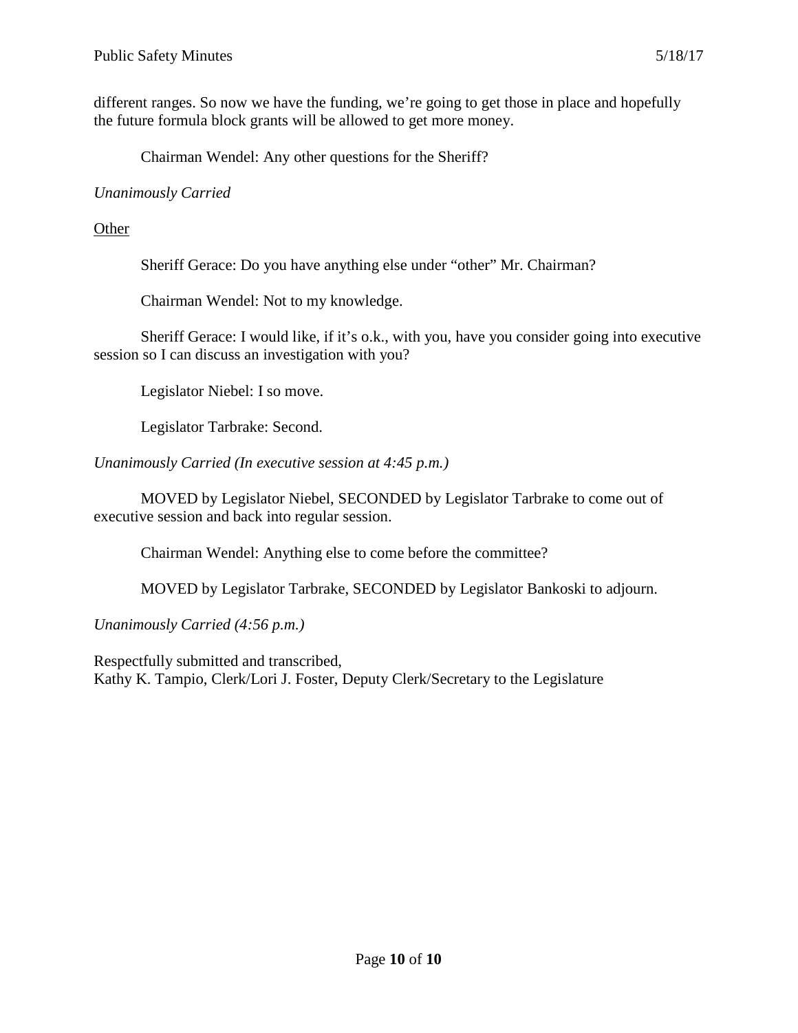different ranges. So now we have the funding, we're going to get those in place and hopefully the future formula block grants will be allowed to get more money.

Chairman Wendel: Any other questions for the Sheriff?

*Unanimously Carried*

Other

Sheriff Gerace: Do you have anything else under "other" Mr. Chairman?

Chairman Wendel: Not to my knowledge.

Sheriff Gerace: I would like, if it's o.k., with you, have you consider going into executive session so I can discuss an investigation with you?

Legislator Niebel: I so move.

Legislator Tarbrake: Second.

*Unanimously Carried (In executive session at 4:45 p.m.)*

MOVED by Legislator Niebel, SECONDED by Legislator Tarbrake to come out of executive session and back into regular session.

Chairman Wendel: Anything else to come before the committee?

MOVED by Legislator Tarbrake, SECONDED by Legislator Bankoski to adjourn.

*Unanimously Carried (4:56 p.m.)*

Respectfully submitted and transcribed,
Kathy K. Tampio, Clerk/Lori J. Foster, Deputy Clerk/Secretary to the Legislature